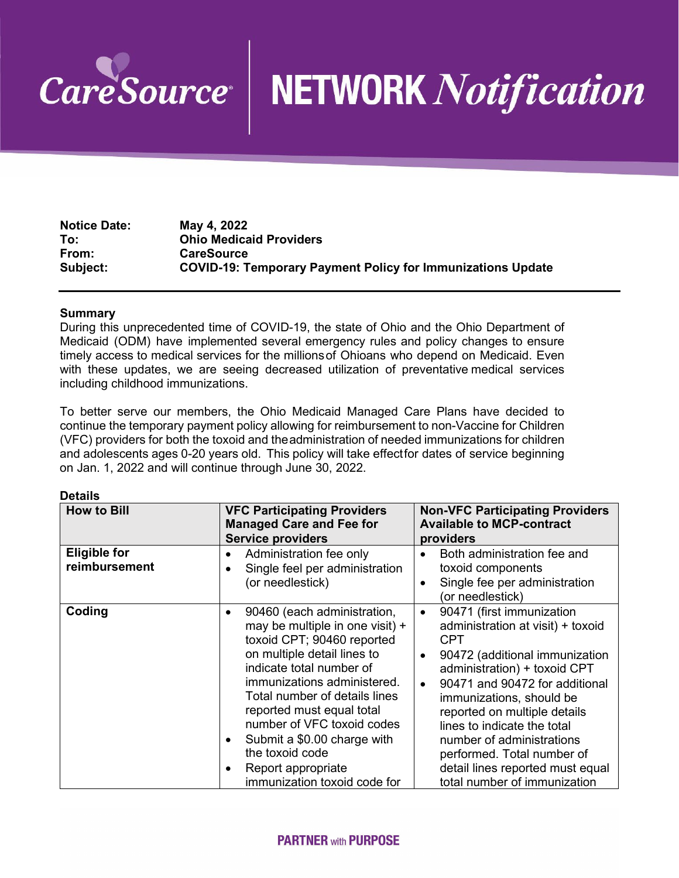# CareSource | NETWORK *Notification*

| | |
|---|---|
| **Notice Date:** | **May 4, 2022** |
| **To:** | **Ohio Medicaid Providers** |
| **From:** | **CareSource** |
| **Subject:** | **COVID-19: Temporary Payment Policy for Immunizations Update** |

## Summary

During this unprecedented time of COVID-19, the state of Ohio and the Ohio Department of Medicaid (ODM) have implemented several emergency rules and policy changes to ensure timely access to medical services for the millions of Ohioans who depend on Medicaid. Even with these updates, we are seeing decreased utilization of preventative medical services including childhood immunizations.

To better serve our members, the Ohio Medicaid Managed Care Plans have decided to continue the temporary payment policy allowing for reimbursement to non-Vaccine for Children (VFC) providers for both the toxoid and the administration of needed immunizations for children and adolescents ages 0-20 years old. This policy will take effect for dates of service beginning on Jan. 1, 2022 and will continue through June 30, 2022.

## Details

| How to Bill | VFC Participating Providers Managed Care and Fee for Service providers | Non-VFC Participating Providers Available to MCP-contract providers |
|---|---|---|
| **Eligible for reimbursement** | • Administration fee only<br>• Single feel per administration (or needlestick) | • Both administration fee and toxoid components<br>• Single fee per administration (or needlestick) |
| **Coding** | • 90460 (each administration, may be multiple in one visit) + toxoid CPT; 90460 reported on multiple detail lines to indicate total number of immunizations administered. Total number of details lines reported must equal total number of VFC toxoid codes<br>• Submit a $0.00 charge with the toxoid code<br>• Report appropriate immunization toxoid code for | • 90471 (first immunization administration at visit) + toxoid CPT<br>• 90472 (additional immunization administration) + toxoid CPT<br>• 90471 and 90472 for additional immunizations, should be reported on multiple details lines to indicate the total number of administrations performed. Total number of detail lines reported must equal total number of immunization |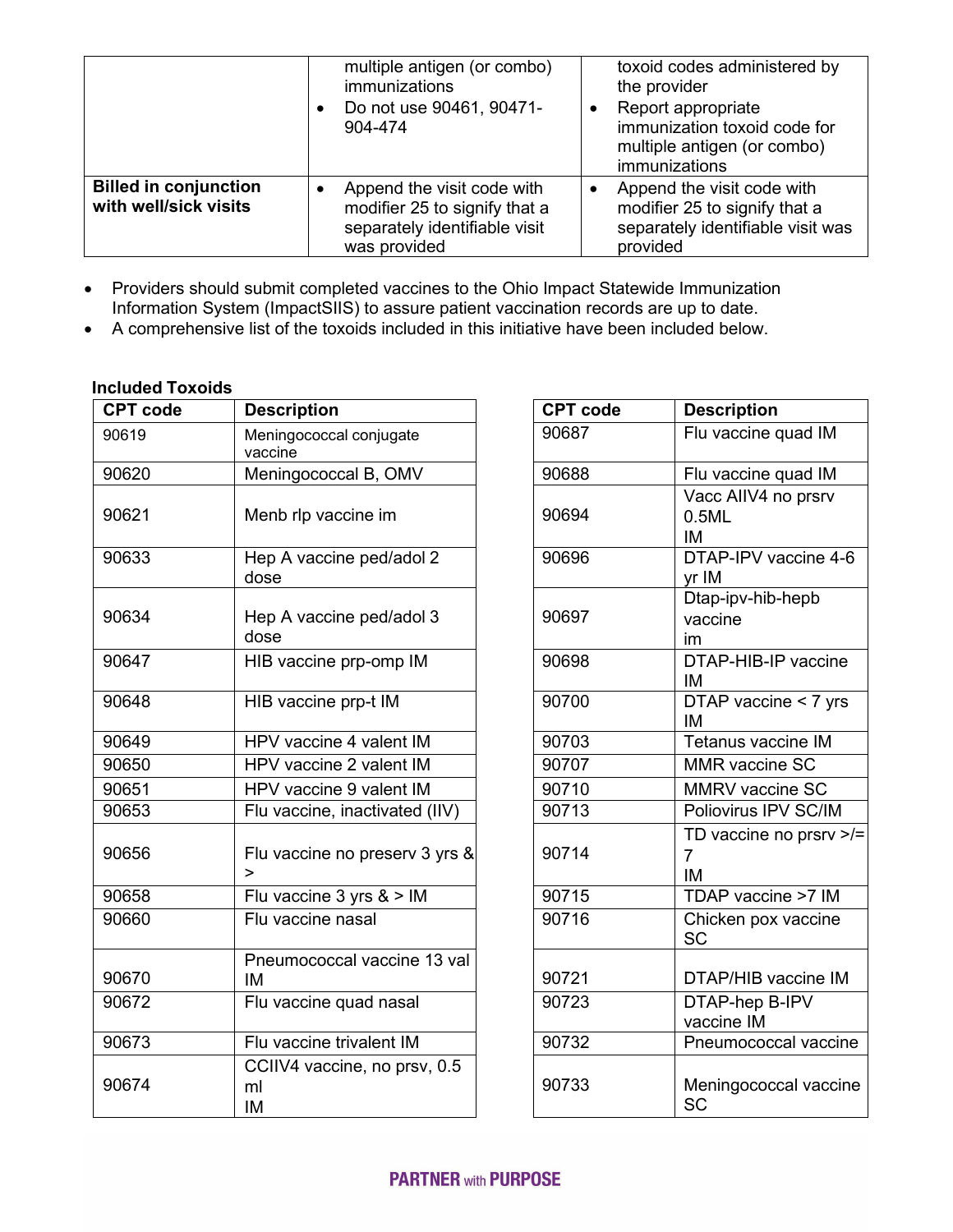| | multiple antigen (or combo) immunizations<br>• Do not use 90461, 90471-904-474 | toxoid codes administered by the provider<br>• Report appropriate immunization toxoid code for multiple antigen (or combo) immunizations |
|---|---|---|
| **Billed in conjunction with well/sick visits** | • Append the visit code with modifier 25 to signify that a separately identifiable visit was provided | • Append the visit code with modifier 25 to signify that a separately identifiable visit was provided |

- Providers should submit completed vaccines to the Ohio Impact Statewide Immunization Information System (ImpactSIIS) to assure patient vaccination records are up to date.
- A comprehensive list of the toxoids included in this initiative have been included below.

**Included Toxoids**

| CPT code | Description |
|---|---|
| 90619 | Meningococcal conjugate vaccine |
| 90620 | Meningococcal B, OMV |
| 90621 | Menb rlp vaccine im |
| 90633 | Hep A vaccine ped/adol 2 dose |
| 90634 | Hep A vaccine ped/adol 3 dose |
| 90647 | HIB vaccine prp-omp IM |
| 90648 | HIB vaccine prp-t IM |
| 90649 | HPV vaccine 4 valent IM |
| 90650 | HPV vaccine 2 valent IM |
| 90651 | HPV vaccine 9 valent IM |
| 90653 | Flu vaccine, inactivated (IIV) |
| 90656 | Flu vaccine no preserv 3 yrs & > |
| 90658 | Flu vaccine 3 yrs & > IM |
| 90660 | Flu vaccine nasal |
| 90670 | Pneumococcal vaccine 13 val IM |
| 90672 | Flu vaccine quad nasal |
| 90673 | Flu vaccine trivalent IM |
| 90674 | CCIIV4 vaccine, no prsv, 0.5 ml IM |

| CPT code | Description |
|---|---|
| 90687 | Flu vaccine quad IM |
| 90688 | Flu vaccine quad IM |
| 90694 | Vacc AIIV4 no prsrv 0.5ML IM |
| 90696 | DTAP-IPV vaccine 4-6 yr IM |
| 90697 | Dtap-ipv-hib-hepb vaccine im |
| 90698 | DTAP-HIB-IP vaccine IM |
| 90700 | DTAP vaccine < 7 yrs IM |
| 90703 | Tetanus vaccine IM |
| 90707 | MMR vaccine SC |
| 90710 | MMRV vaccine SC |
| 90713 | Poliovirus IPV SC/IM |
| 90714 | TD vaccine no prsrv >/= 7 IM |
| 90715 | TDAP vaccine >7 IM |
| 90716 | Chicken pox vaccine SC |
| 90721 | DTAP/HIB vaccine IM |
| 90723 | DTAP-hep B-IPV vaccine IM |
| 90732 | Pneumococcal vaccine |
| 90733 | Meningococcal vaccine SC |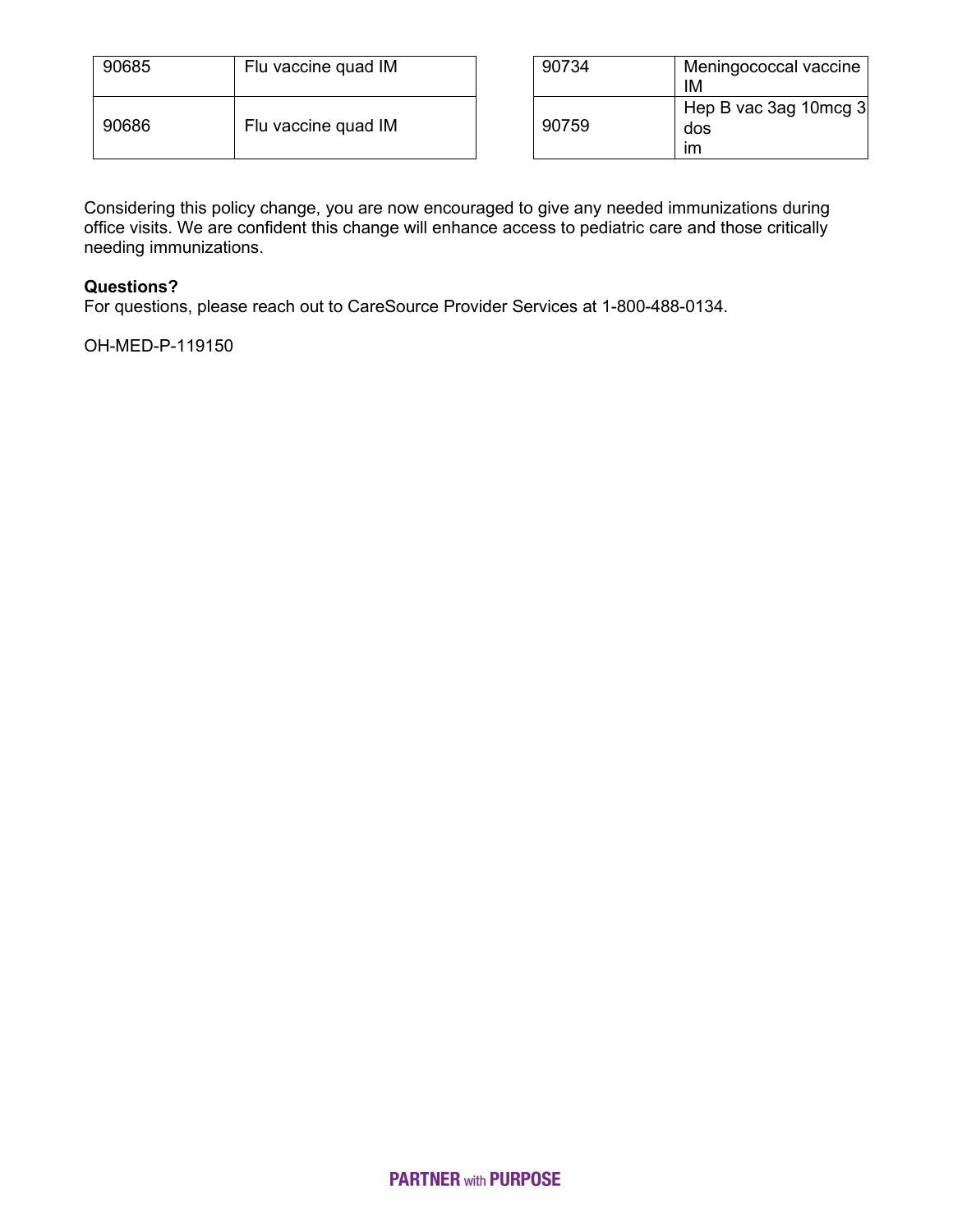| | | | |
|---|---|---|---|
| 90685 | Flu vaccine quad IM | 90734 | Meningococcal vaccine IM |
| 90686 | Flu vaccine quad IM | 90759 | Hep B vac 3ag 10mcg 3 dos im |

Considering this policy change, you are now encouraged to give any needed immunizations during office visits. We are confident this change will enhance access to pediatric care and those critically needing immunizations.

**Questions?**

For questions, please reach out to CareSource Provider Services at 1-800-488-0134.

OH-MED-P-119150